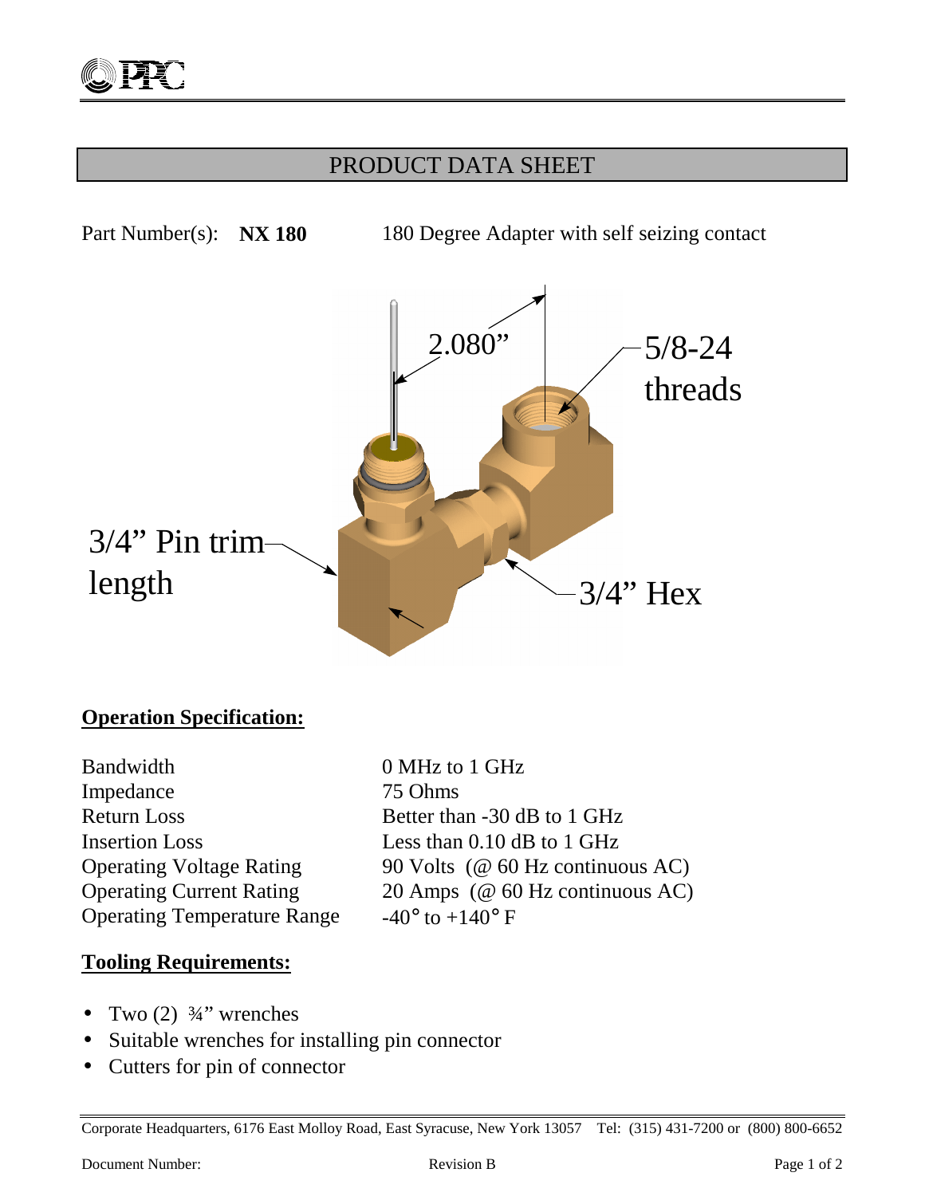## PRODUCT DATA SHEET

Part Number(s): **NX 180** 180 Degree Adapter with self seizing contact

2.080”

5/8-24 threads

3/4” Pin trim length

3/4” Hex

### Operation Specification:

| | |
|---|---|
| Bandwidth | 0 MHz to 1 GHz |
| Impedance | 75 Ohms |
| Return Loss | Better than -30 dB to 1 GHz |
| Insertion Loss | Less than 0.10 dB to 1 GHz |
| Operating Voltage Rating | 90 Volts (@ 60 Hz continuous AC) |
| Operating Current Rating | 20 Amps (@ 60 Hz continuous AC) |
| Operating Temperature Range | -40° to +140° F |

### Tooling Requirements:

- Two (2) ¾” wrenches
- Suitable wrenches for installing pin connector
- Cutters for pin of connector

Corporate Headquarters, 6176 East Molloy Road, East Syracuse, New York 13057 Tel: (315) 431-7200 or (800) 800-6652

Document Number: Revision B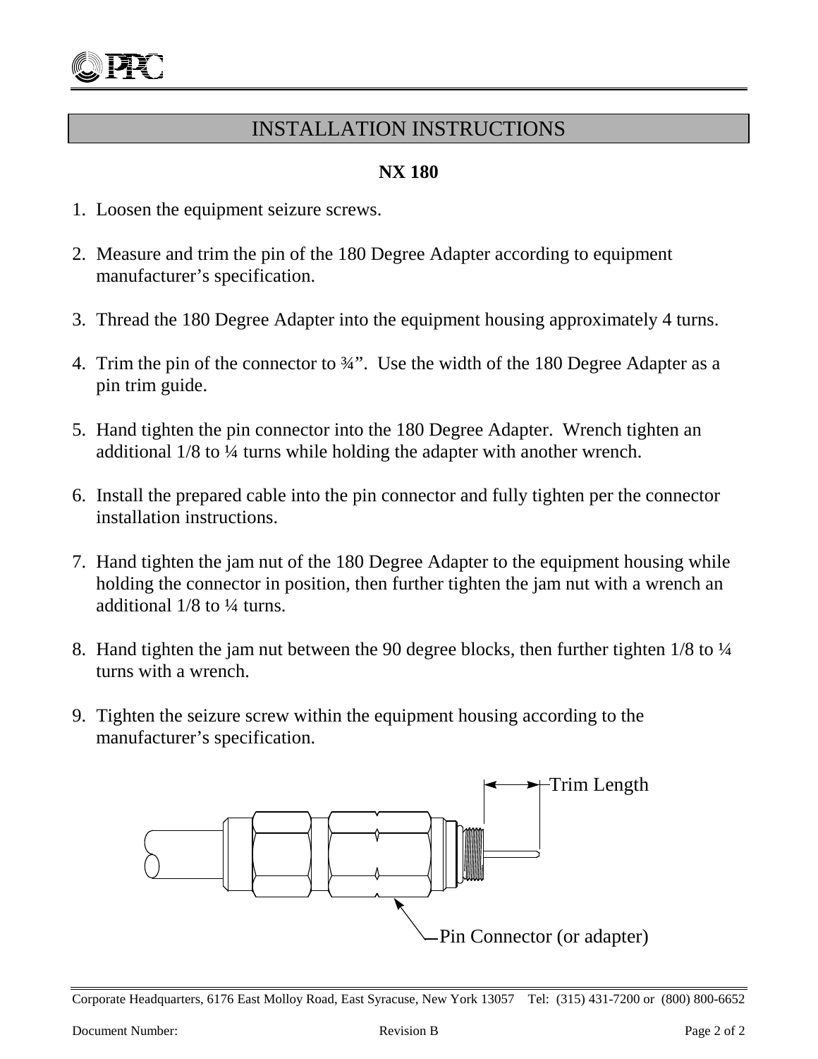# INSTALLATION INSTRUCTIONS

## NX 180

1. Loosen the equipment seizure screws.

2. Measure and trim the pin of the 180 Degree Adapter according to equipment manufacturer's specification.

3. Thread the 180 Degree Adapter into the equipment housing approximately 4 turns.

4. Trim the pin of the connector to ¾". Use the width of the 180 Degree Adapter as a pin trim guide.

5. Hand tighten the pin connector into the 180 Degree Adapter. Wrench tighten an additional 1/8 to ¼ turns while holding the adapter with another wrench.

6. Install the prepared cable into the pin connector and fully tighten per the connector installation instructions.

7. Hand tighten the jam nut of the 180 Degree Adapter to the equipment housing while holding the connector in position, then further tighten the jam nut with a wrench an additional 1/8 to ¼ turns.

8. Hand tighten the jam nut between the 90 degree blocks, then further tighten 1/8 to ¼ turns with a wrench.

9. Tighten the seizure screw within the equipment housing according to the manufacturer's specification.

Trim Length

Pin Connector (or adapter)

Corporate Headquarters, 6176 East Molloy Road, East Syracuse, New York 13057 Tel: (315) 431-7200 or (800) 800-6652

Document Number: Revision B